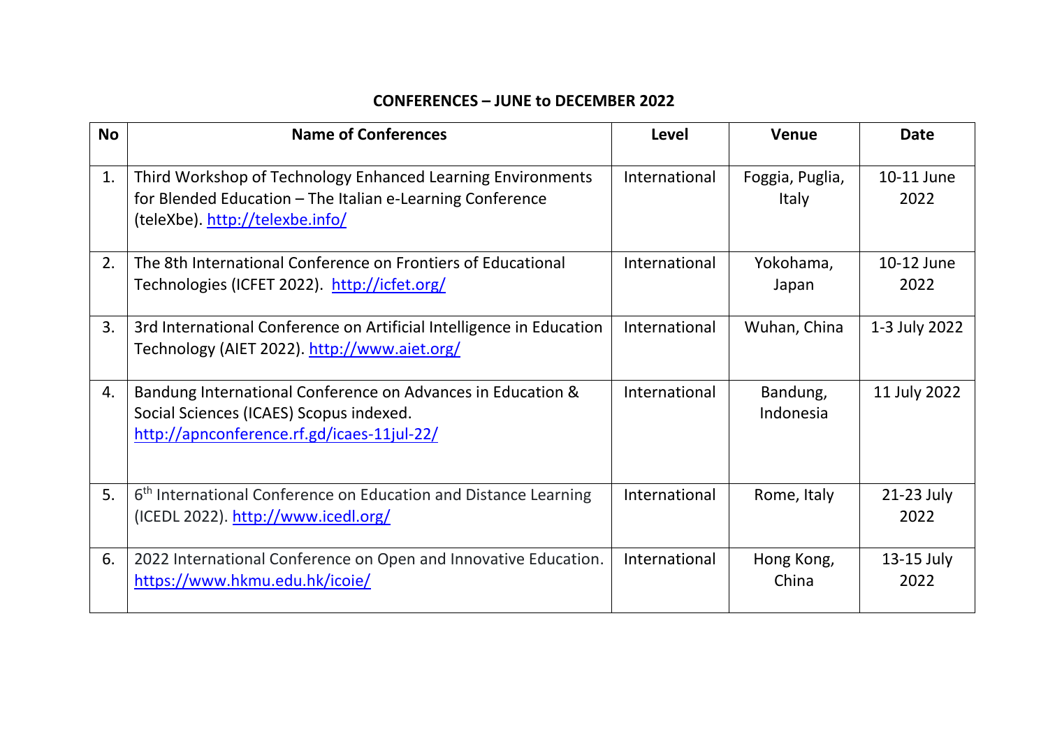**CONFERENCES – JUNE to DECEMBER 2022**

| No | Name of Conferences | Level | Venue | Date |
|---|---|---|---|---|
| 1. | Third Workshop of Technology Enhanced Learning Environments for Blended Education – The Italian e-Learning Conference (teleXbe). http://telexbe.info/ | International | Foggia, Puglia, Italy | 10-11 June 2022 |
| 2. | The 8th International Conference on Frontiers of Educational Technologies (ICFET 2022). http://icfet.org/ | International | Yokohama, Japan | 10-12 June 2022 |
| 3. | 3rd International Conference on Artificial Intelligence in Education Technology (AIET 2022). http://www.aiet.org/ | International | Wuhan, China | 1-3 July 2022 |
| 4. | Bandung International Conference on Advances in Education & Social Sciences (ICAES) Scopus indexed. http://apnconference.rf.gd/icaes-11jul-22/ | International | Bandung, Indonesia | 11 July 2022 |
| 5. | 6th International Conference on Education and Distance Learning (ICEDL 2022). http://www.icedl.org/ | International | Rome, Italy | 21-23 July 2022 |
| 6. | 2022 International Conference on Open and Innovative Education. https://www.hkmu.edu.hk/icoie/ | International | Hong Kong, China | 13-15 July 2022 |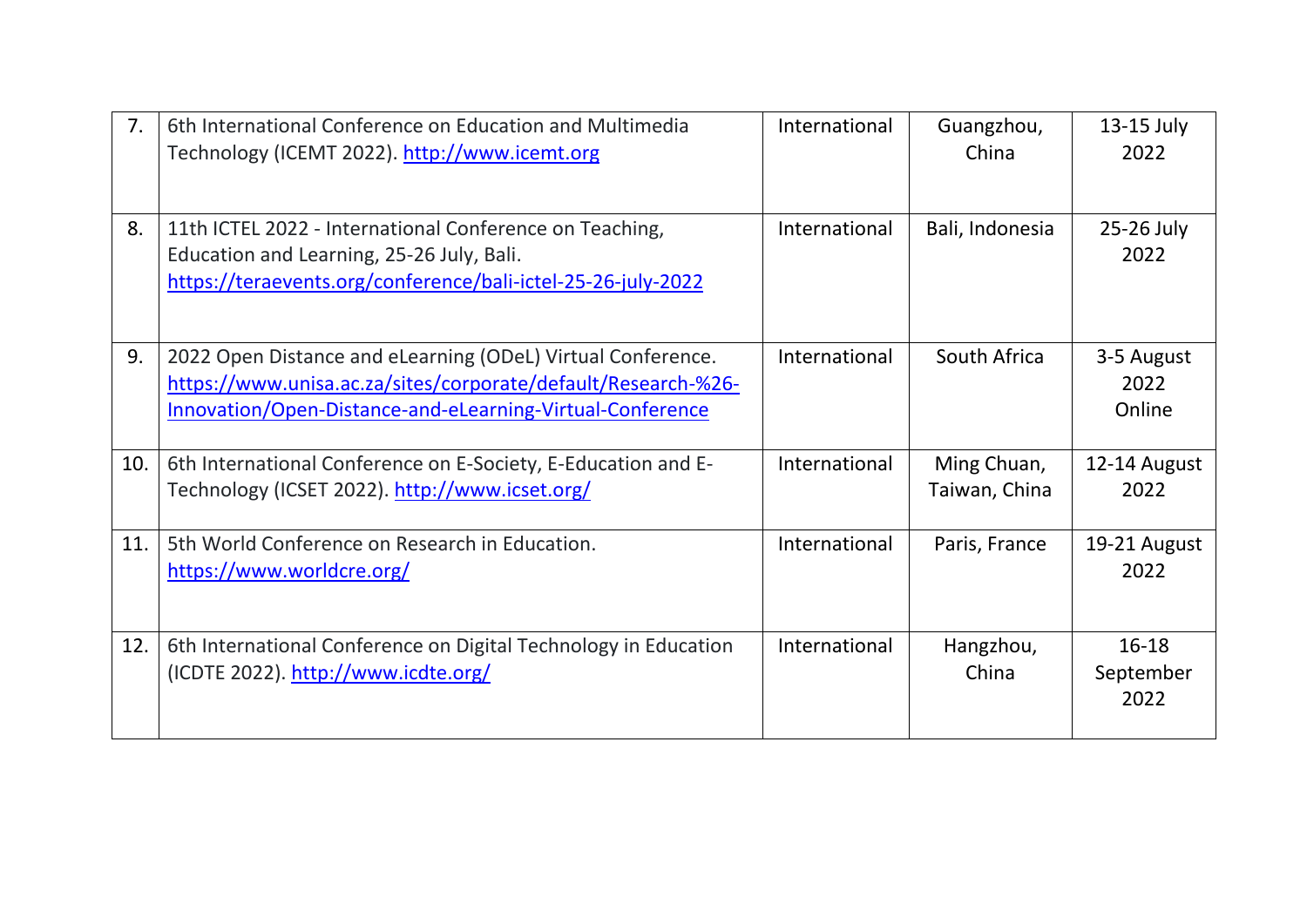| 7. | 6th International Conference on Education and Multimedia Technology (ICEMT 2022). http://www.icemt.org | International | Guangzhou, China | 13-15 July 2022 |
|---|---|---|---|---|
| 8. | 11th ICTEL 2022 - International Conference on Teaching, Education and Learning, 25-26 July, Bali. https://teraevents.org/conference/bali-ictel-25-26-july-2022 | International | Bali, Indonesia | 25-26 July 2022 |
| 9. | 2022 Open Distance and eLearning (ODeL) Virtual Conference. https://www.unisa.ac.za/sites/corporate/default/Research-%26-Innovation/Open-Distance-and-eLearning-Virtual-Conference | International | South Africa | 3-5 August 2022 Online |
| 10. | 6th International Conference on E-Society, E-Education and E-Technology (ICSET 2022). http://www.icset.org/ | International | Ming Chuan, Taiwan, China | 12-14 August 2022 |
| 11. | 5th World Conference on Research in Education. https://www.worldcre.org/ | International | Paris, France | 19-21 August 2022 |
| 12. | 6th International Conference on Digital Technology in Education (ICDTE 2022). http://www.icdte.org/ | International | Hangzhou, China | 16-18 September 2022 |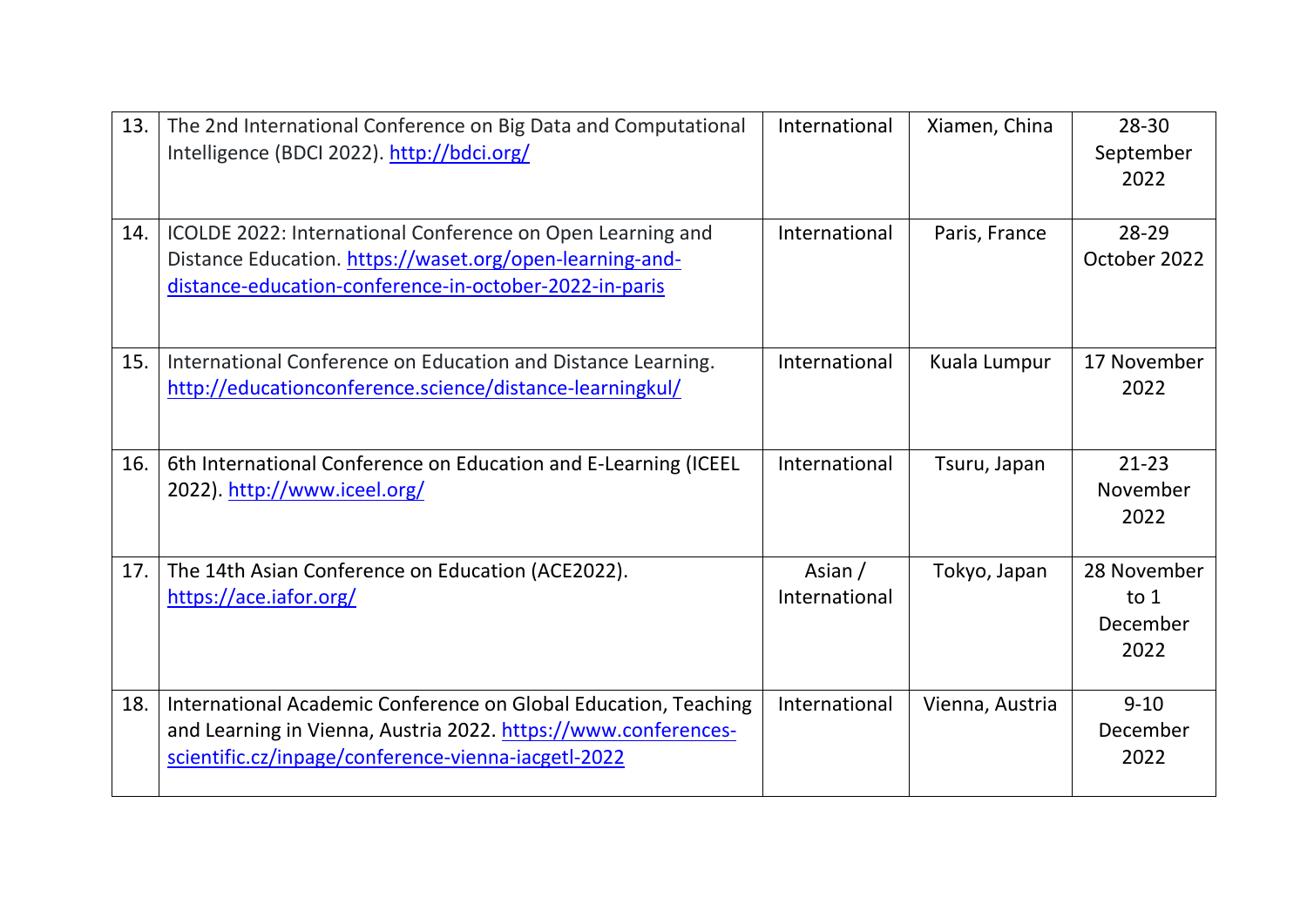| 13. | The 2nd International Conference on Big Data and Computational Intelligence (BDCI 2022). http://bdci.org/ | International | Xiamen, China | 28-30 September 2022 |
|---|---|---|---|---|
| 14. | ICOLDE 2022: International Conference on Open Learning and Distance Education. https://waset.org/open-learning-and-distance-education-conference-in-october-2022-in-paris | International | Paris, France | 28-29 October 2022 |
| 15. | International Conference on Education and Distance Learning. http://educationconference.science/distance-learningkul/ | International | Kuala Lumpur | 17 November 2022 |
| 16. | 6th International Conference on Education and E-Learning (ICEEL 2022). http://www.iceel.org/ | International | Tsuru, Japan | 21-23 November 2022 |
| 17. | The 14th Asian Conference on Education (ACE2022). https://ace.iafor.org/ | Asian / International | Tokyo, Japan | 28 November to 1 December 2022 |
| 18. | International Academic Conference on Global Education, Teaching and Learning in Vienna, Austria 2022. https://www.conferences-scientific.cz/inpage/conference-vienna-iacgetl-2022 | International | Vienna, Austria | 9-10 December 2022 |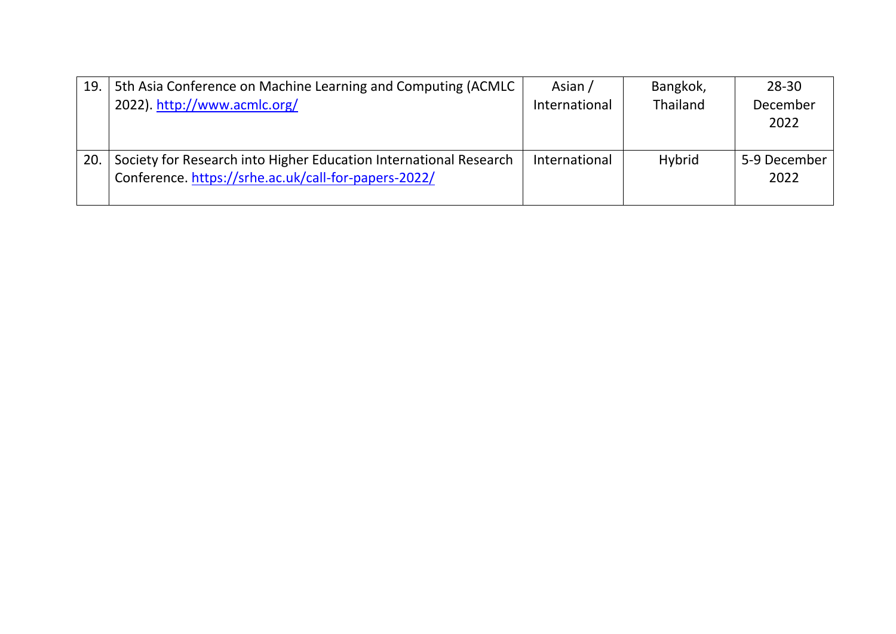| | | | | |
|---|---|---|---|---|
| 19. | 5th Asia Conference on Machine Learning and Computing (ACMLC 2022). http://www.acmlc.org/ | Asian / International | Bangkok, Thailand | 28-30 December 2022 |
| 20. | Society for Research into Higher Education International Research Conference. https://srhe.ac.uk/call-for-papers-2022/ | International | Hybrid | 5-9 December 2022 |